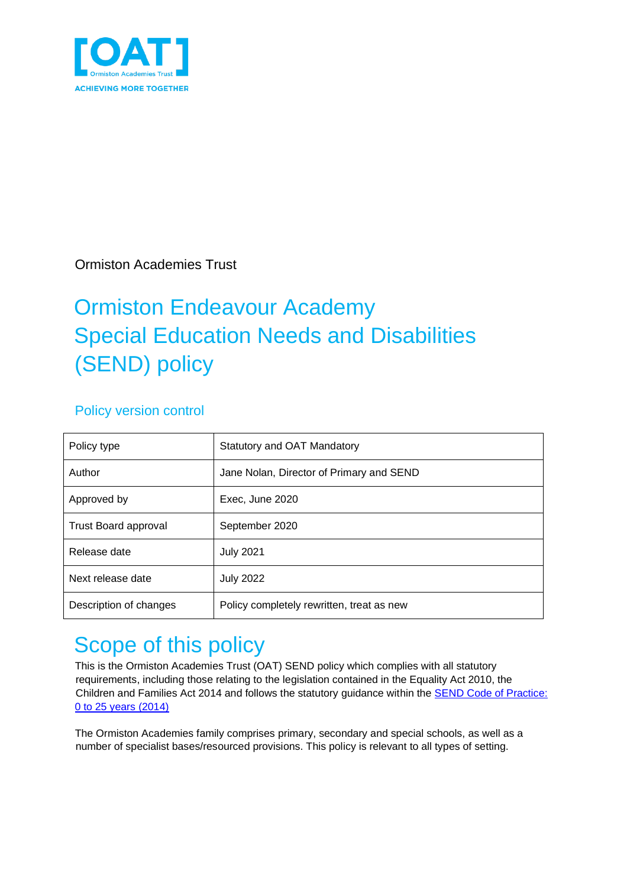[OAT]
Ormiston Academies Trust
ACHIEVING MORE TOGETHER

Ormiston Academies Trust

# Ormiston Endeavour Academy
# Special Education Needs and Disabilities (SEND) policy

## Policy version control

| Policy type | Statutory and OAT Mandatory |
|---|---|
| Author | Jane Nolan, Director of Primary and SEND |
| Approved by | Exec, June 2020 |
| Trust Board approval | September 2020 |
| Release date | July 2021 |
| Next release date | July 2022 |
| Description of changes | Policy completely rewritten, treat as new |

# Scope of this policy

This is the Ormiston Academies Trust (OAT) SEND policy which complies with all statutory requirements, including those relating to the legislation contained in the Equality Act 2010, the Children and Families Act 2014 and follows the statutory guidance within the [SEND Code of Practice: 0 to 25 years (2014)]

The Ormiston Academies family comprises primary, secondary and special schools, as well as a number of specialist bases/resourced provisions. This policy is relevant to all types of setting.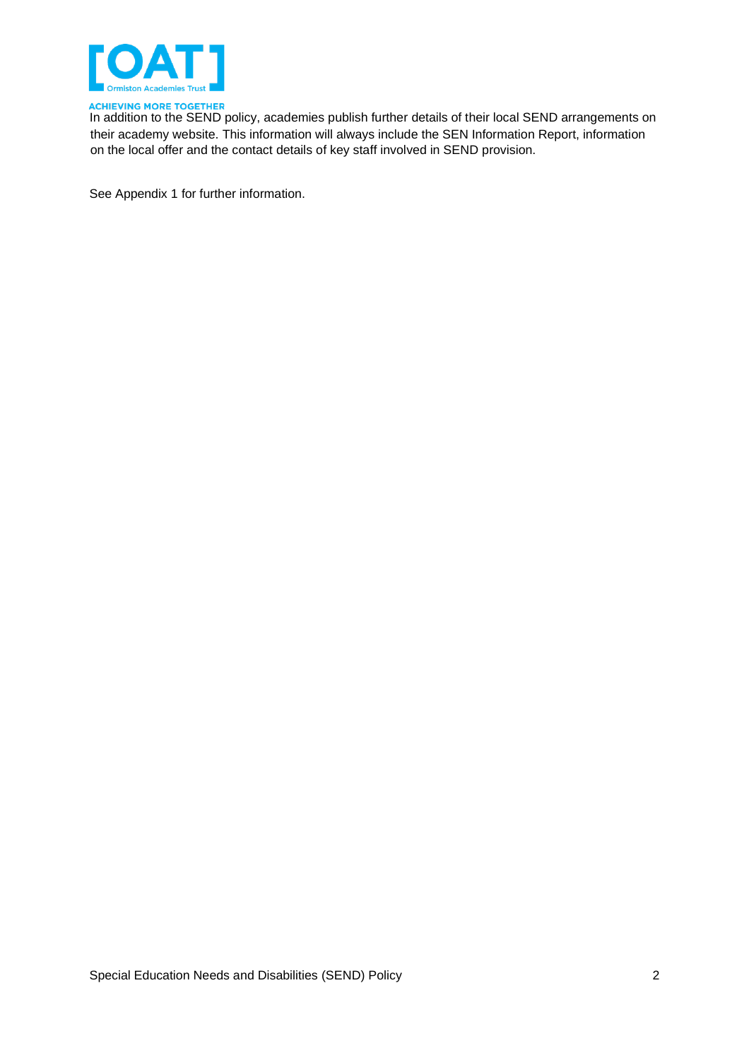In addition to the SEND policy, academies publish further details of their local SEND arrangements on their academy website. This information will always include the SEN Information Report, information on the local offer and the contact details of key staff involved in SEND provision.

See Appendix 1 for further information.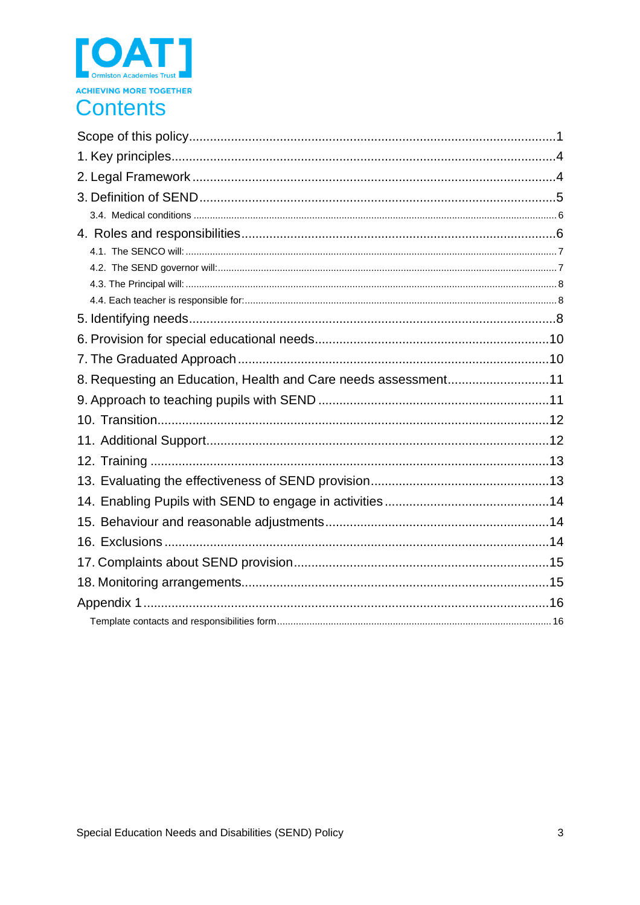[OAT]
Ormiston Academies Trust
ACHIEVING MORE TOGETHER

# Contents

Scope of this policy........................................................................................................1
1. Key principles............................................................................................................4
2. Legal Framework.......................................................................................................4
3. Definition of SEND.....................................................................................................5
    3.4. Medical conditions.............................................................................................6
4. Roles and responsibilities..........................................................................................6
    4.1. The SENCO will:................................................................................................7
    4.2. The SEND governor will:....................................................................................7
    4.3. The Principal will:...............................................................................................8
    4.4. Each teacher is responsible for:..........................................................................8
5. Identifying needs.......................................................................................................8
6. Provision for special educational needs....................................................................10
7. The Graduated Approach.........................................................................................10
8. Requesting an Education, Health and Care needs assessment...............................11
9. Approach to teaching pupils with SEND...................................................................11
10. Transition...............................................................................................................12
11. Additional Support..................................................................................................12
12. Training.................................................................................................................13
13. Evaluating the effectiveness of SEND provision.....................................................13
14. Enabling Pupils with SEND to engage in activities..................................................14
15. Behaviour and reasonable adjustments.................................................................14
16. Exclusions..............................................................................................................14
17. Complaints about SEND provision.........................................................................15
18. Monitoring arrangements.......................................................................................15
Appendix 1..................................................................................................................16
    Template contacts and responsibilities form...........................................................16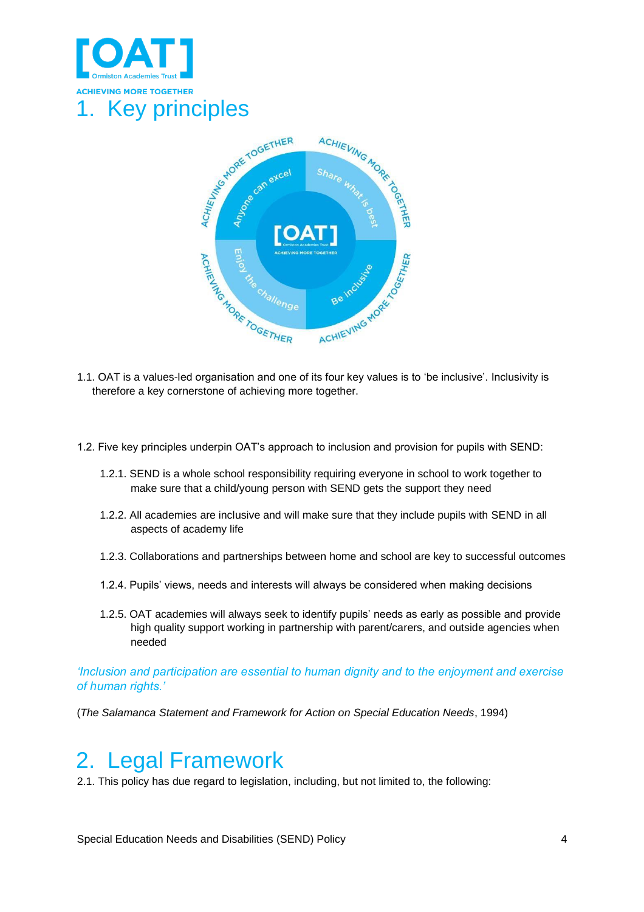# 1. Key principles

1.1. OAT is a values-led organisation and one of its four key values is to 'be inclusive'. Inclusivity is therefore a key cornerstone of achieving more together.

1.2. Five key principles underpin OAT's approach to inclusion and provision for pupils with SEND:

1.2.1. SEND is a whole school responsibility requiring everyone in school to work together to make sure that a child/young person with SEND gets the support they need

1.2.2. All academies are inclusive and will make sure that they include pupils with SEND in all aspects of academy life

1.2.3. Collaborations and partnerships between home and school are key to successful outcomes

1.2.4. Pupils' views, needs and interests will always be considered when making decisions

1.2.5. OAT academies will always seek to identify pupils' needs as early as possible and provide high quality support working in partnership with parent/carers, and outside agencies when needed

*'Inclusion and participation are essential to human dignity and to the enjoyment and exercise of human rights.'*

(*The Salamanca Statement and Framework for Action on Special Education Needs*, 1994)

# 2. Legal Framework

2.1. This policy has due regard to legislation, including, but not limited to, the following: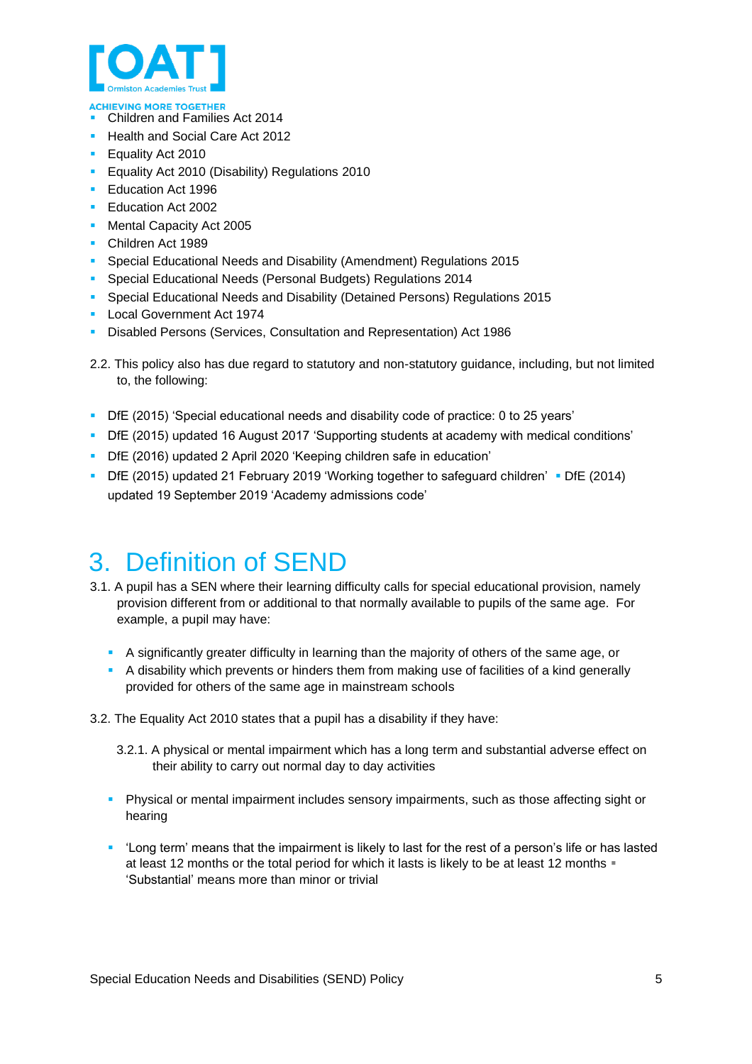- Children and Families Act 2014
- Health and Social Care Act 2012
- Equality Act 2010
- Equality Act 2010 (Disability) Regulations 2010
- Education Act 1996
- Education Act 2002
- Mental Capacity Act 2005
- Children Act 1989
- Special Educational Needs and Disability (Amendment) Regulations 2015
- Special Educational Needs (Personal Budgets) Regulations 2014
- Special Educational Needs and Disability (Detained Persons) Regulations 2015
- Local Government Act 1974
- Disabled Persons (Services, Consultation and Representation) Act 1986

2.2. This policy also has due regard to statutory and non-statutory guidance, including, but not limited to, the following:

- DfE (2015) 'Special educational needs and disability code of practice: 0 to 25 years'
- DfE (2015) updated 16 August 2017 'Supporting students at academy with medical conditions'
- DfE (2016) updated 2 April 2020 'Keeping children safe in education'
- DfE (2015) updated 21 February 2019 'Working together to safeguard children'
- DfE (2014) updated 19 September 2019 'Academy admissions code'

# 3. Definition of SEND

3.1. A pupil has a SEN where their learning difficulty calls for special educational provision, namely provision different from or additional to that normally available to pupils of the same age. For example, a pupil may have:

- A significantly greater difficulty in learning than the majority of others of the same age, or
- A disability which prevents or hinders them from making use of facilities of a kind generally provided for others of the same age in mainstream schools

3.2. The Equality Act 2010 states that a pupil has a disability if they have:

3.2.1. A physical or mental impairment which has a long term and substantial adverse effect on their ability to carry out normal day to day activities

- Physical or mental impairment includes sensory impairments, such as those affecting sight or hearing
- 'Long term' means that the impairment is likely to last for the rest of a person's life or has lasted at least 12 months or the total period for which it lasts is likely to be at least 12 months
- 'Substantial' means more than minor or trivial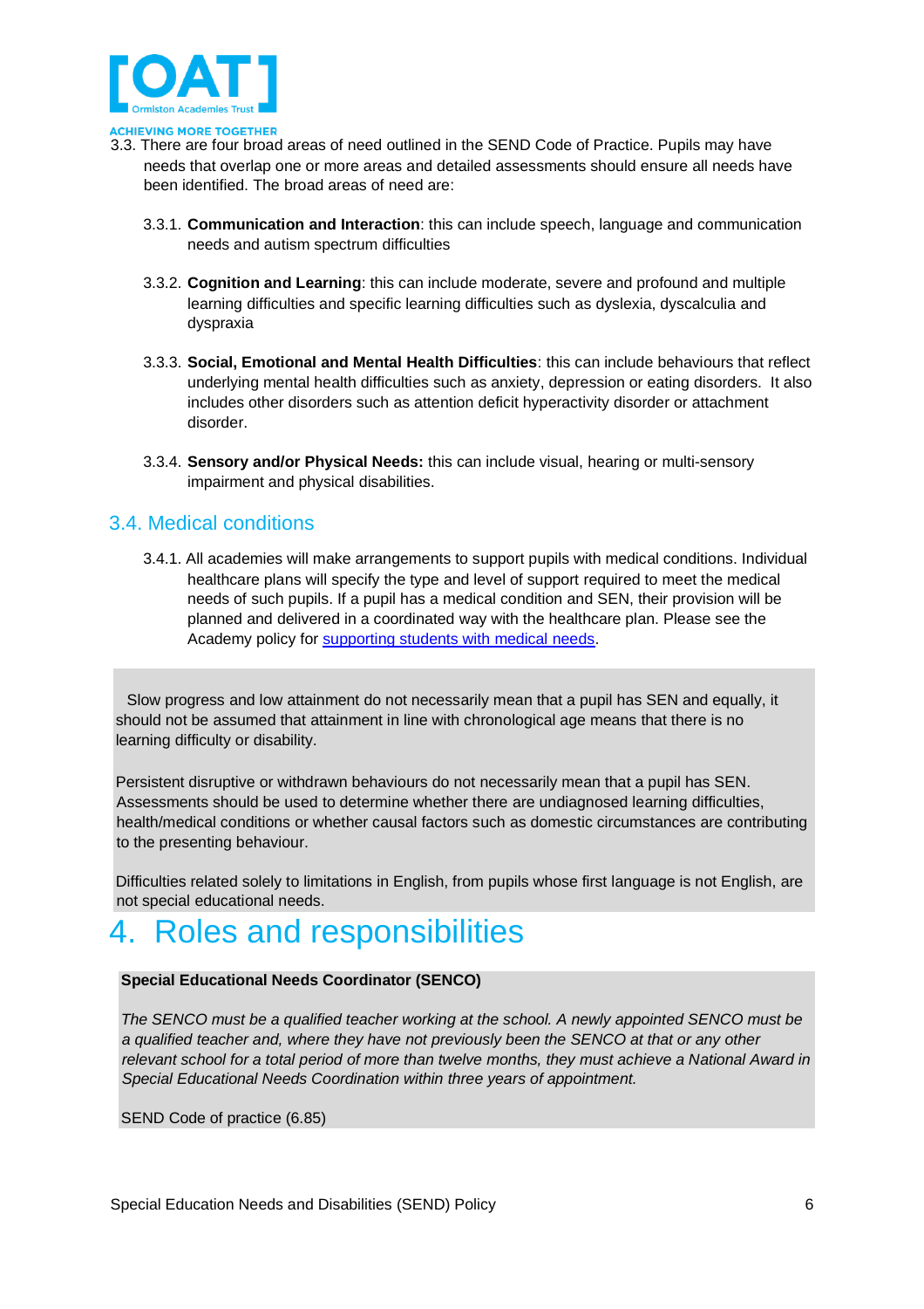3.3. There are four broad areas of need outlined in the SEND Code of Practice. Pupils may have needs that overlap one or more areas and detailed assessments should ensure all needs have been identified. The broad areas of need are:

3.3.1. **Communication and Interaction**: this can include speech, language and communication needs and autism spectrum difficulties

3.3.2. **Cognition and Learning**: this can include moderate, severe and profound and multiple learning difficulties and specific learning difficulties such as dyslexia, dyscalculia and dyspraxia

3.3.3. **Social, Emotional and Mental Health Difficulties**: this can include behaviours that reflect underlying mental health difficulties such as anxiety, depression or eating disorders. It also includes other disorders such as attention deficit hyperactivity disorder or attachment disorder.

3.3.4. **Sensory and/or Physical Needs:** this can include visual, hearing or multi-sensory impairment and physical disabilities.

### 3.4. Medical conditions

3.4.1. All academies will make arrangements to support pupils with medical conditions. Individual healthcare plans will specify the type and level of support required to meet the medical needs of such pupils. If a pupil has a medical condition and SEN, their provision will be planned and delivered in a coordinated way with the healthcare plan. Please see the Academy policy for [supporting students with medical needs](supporting students with medical needs).

> Slow progress and low attainment do not necessarily mean that a pupil has SEN and equally, it should not be assumed that attainment in line with chronological age means that there is no learning difficulty or disability.
>
> Persistent disruptive or withdrawn behaviours do not necessarily mean that a pupil has SEN. Assessments should be used to determine whether there are undiagnosed learning difficulties, health/medical conditions or whether causal factors such as domestic circumstances are contributing to the presenting behaviour.
>
> Difficulties related solely to limitations in English, from pupils whose first language is not English, are not special educational needs.

# 4. Roles and responsibilities

> **Special Educational Needs Coordinator (SENCO)**
>
> *The SENCO must be a qualified teacher working at the school. A newly appointed SENCO must be a qualified teacher and, where they have not previously been the SENCO at that or any other relevant school for a total period of more than twelve months, they must achieve a National Award in Special Educational Needs Coordination within three years of appointment.*
>
> SEND Code of practice (6.85)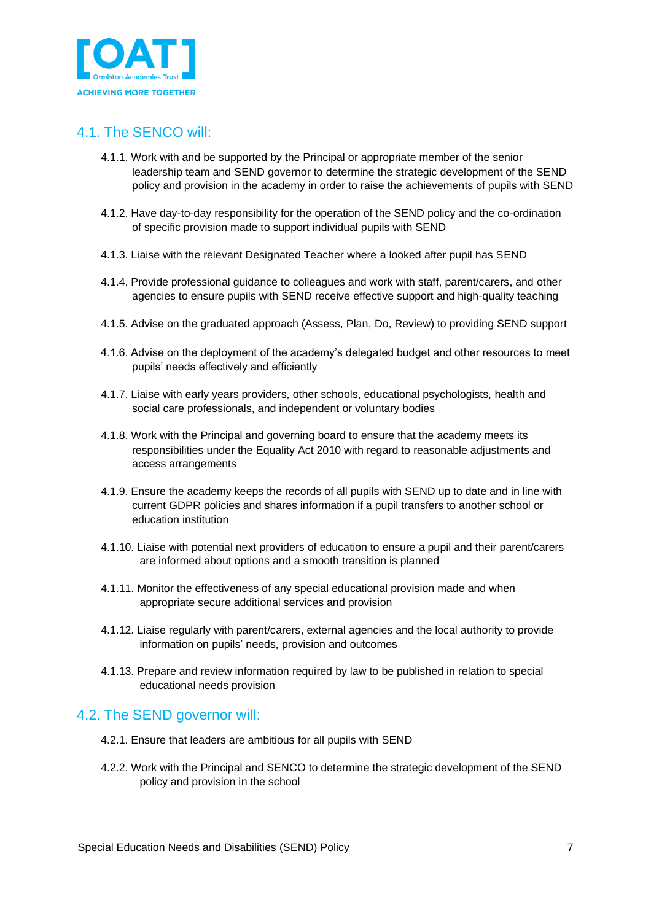## 4.1. The SENCO will:

4.1.1. Work with and be supported by the Principal or appropriate member of the senior leadership team and SEND governor to determine the strategic development of the SEND policy and provision in the academy in order to raise the achievements of pupils with SEND

4.1.2. Have day-to-day responsibility for the operation of the SEND policy and the co-ordination of specific provision made to support individual pupils with SEND

4.1.3. Liaise with the relevant Designated Teacher where a looked after pupil has SEND

4.1.4. Provide professional guidance to colleagues and work with staff, parent/carers, and other agencies to ensure pupils with SEND receive effective support and high-quality teaching

4.1.5. Advise on the graduated approach (Assess, Plan, Do, Review) to providing SEND support

4.1.6. Advise on the deployment of the academy's delegated budget and other resources to meet pupils' needs effectively and efficiently

4.1.7. Liaise with early years providers, other schools, educational psychologists, health and social care professionals, and independent or voluntary bodies

4.1.8. Work with the Principal and governing board to ensure that the academy meets its responsibilities under the Equality Act 2010 with regard to reasonable adjustments and access arrangements

4.1.9. Ensure the academy keeps the records of all pupils with SEND up to date and in line with current GDPR policies and shares information if a pupil transfers to another school or education institution

4.1.10. Liaise with potential next providers of education to ensure a pupil and their parent/carers are informed about options and a smooth transition is planned

4.1.11. Monitor the effectiveness of any special educational provision made and when appropriate secure additional services and provision

4.1.12. Liaise regularly with parent/carers, external agencies and the local authority to provide information on pupils' needs, provision and outcomes

4.1.13. Prepare and review information required by law to be published in relation to special educational needs provision

## 4.2. The SEND governor will:

4.2.1. Ensure that leaders are ambitious for all pupils with SEND

4.2.2. Work with the Principal and SENCO to determine the strategic development of the SEND policy and provision in the school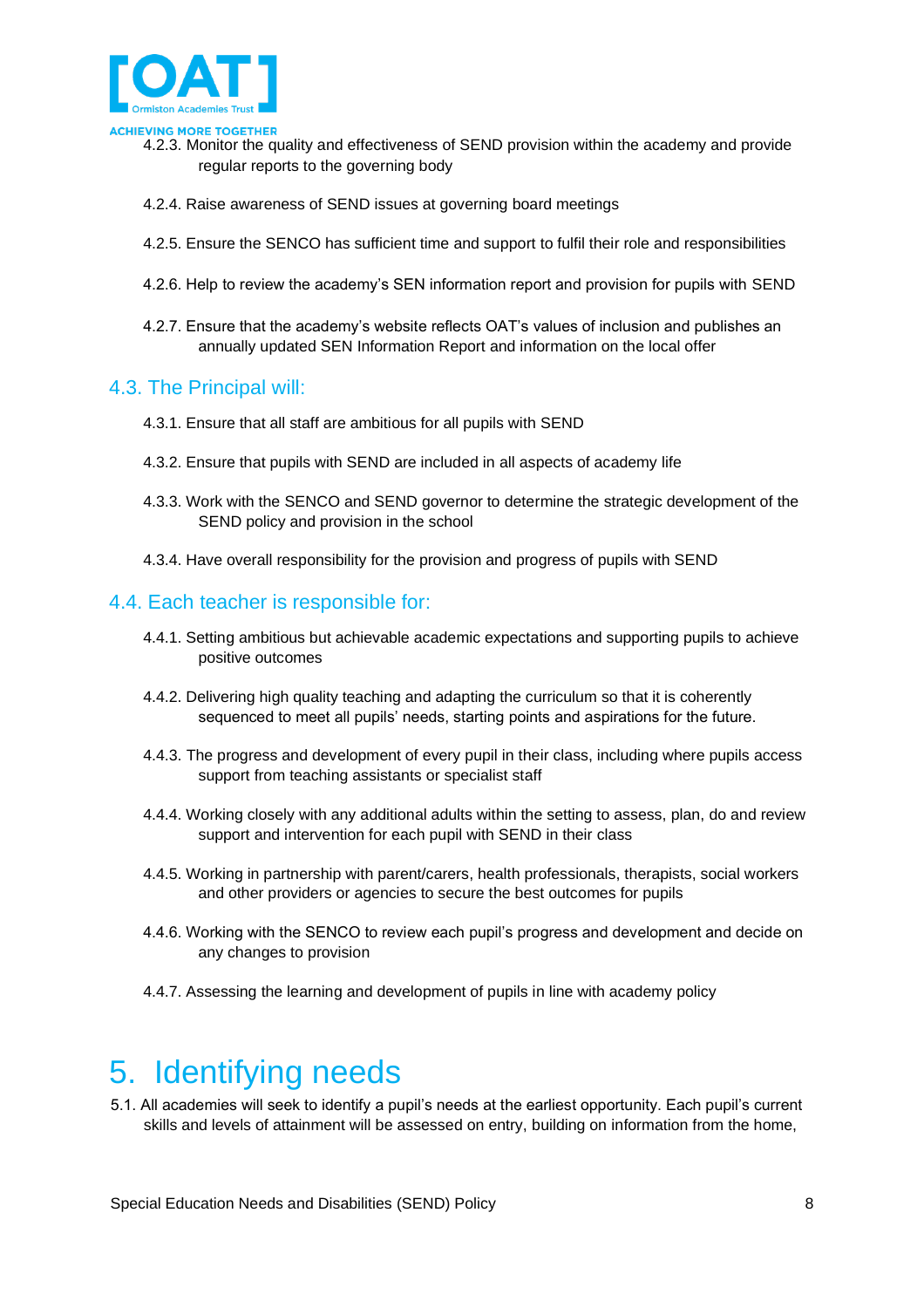4.2.3. Monitor the quality and effectiveness of SEND provision within the academy and provide regular reports to the governing body

4.2.4. Raise awareness of SEND issues at governing board meetings

4.2.5. Ensure the SENCO has sufficient time and support to fulfil their role and responsibilities

4.2.6. Help to review the academy's SEN information report and provision for pupils with SEND

4.2.7. Ensure that the academy's website reflects OAT's values of inclusion and publishes an annually updated SEN Information Report and information on the local offer

## 4.3. The Principal will:

4.3.1. Ensure that all staff are ambitious for all pupils with SEND

4.3.2. Ensure that pupils with SEND are included in all aspects of academy life

4.3.3. Work with the SENCO and SEND governor to determine the strategic development of the SEND policy and provision in the school

4.3.4. Have overall responsibility for the provision and progress of pupils with SEND

## 4.4. Each teacher is responsible for:

4.4.1. Setting ambitious but achievable academic expectations and supporting pupils to achieve positive outcomes

4.4.2. Delivering high quality teaching and adapting the curriculum so that it is coherently sequenced to meet all pupils' needs, starting points and aspirations for the future.

4.4.3. The progress and development of every pupil in their class, including where pupils access support from teaching assistants or specialist staff

4.4.4. Working closely with any additional adults within the setting to assess, plan, do and review support and intervention for each pupil with SEND in their class

4.4.5. Working in partnership with parent/carers, health professionals, therapists, social workers and other providers or agencies to secure the best outcomes for pupils

4.4.6. Working with the SENCO to review each pupil's progress and development and decide on any changes to provision

4.4.7. Assessing the learning and development of pupils in line with academy policy

# 5. Identifying needs

5.1. All academies will seek to identify a pupil's needs at the earliest opportunity. Each pupil's current skills and levels of attainment will be assessed on entry, building on information from the home,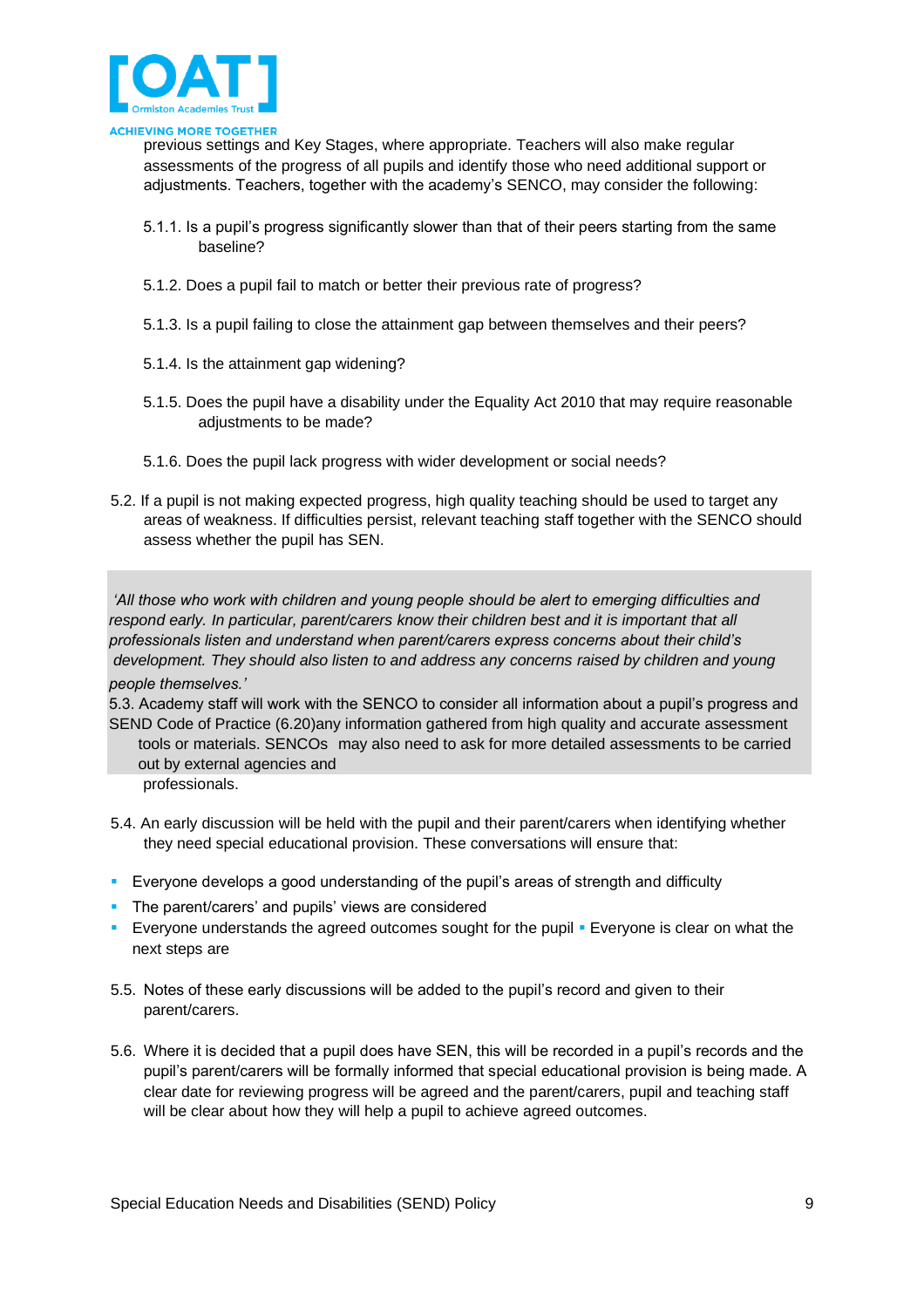previous settings and Key Stages, where appropriate. Teachers will also make regular assessments of the progress of all pupils and identify those who need additional support or adjustments. Teachers, together with the academy's SENCO, may consider the following:

5.1.1. Is a pupil's progress significantly slower than that of their peers starting from the same baseline?

5.1.2. Does a pupil fail to match or better their previous rate of progress?

5.1.3. Is a pupil failing to close the attainment gap between themselves and their peers?

5.1.4. Is the attainment gap widening?

5.1.5. Does the pupil have a disability under the Equality Act 2010 that may require reasonable adjustments to be made?

5.1.6. Does the pupil lack progress with wider development or social needs?

5.2. If a pupil is not making expected progress, high quality teaching should be used to target any areas of weakness. If difficulties persist, relevant teaching staff together with the SENCO should assess whether the pupil has SEN.

*'All those who work with children and young people should be alert to emerging difficulties and respond early. In particular, parent/carers know their children best and it is important that all professionals listen and understand when parent/carers express concerns about their child's development. They should also listen to and address any concerns raised by children and young people themselves.'*

SEND Code of Practice (6.20)

5.3. Academy staff will work with the SENCO to consider all information about a pupil's progress and any information gathered from high quality and accurate assessment tools or materials. SENCOs may also need to ask for more detailed assessments to be carried out by external agencies and professionals.

5.4. An early discussion will be held with the pupil and their parent/carers when identifying whether they need special educational provision. These conversations will ensure that:

- Everyone develops a good understanding of the pupil's areas of strength and difficulty
- The parent/carers' and pupils' views are considered
- Everyone understands the agreed outcomes sought for the pupil
- Everyone is clear on what the next steps are

5.5. Notes of these early discussions will be added to the pupil's record and given to their parent/carers.

5.6. Where it is decided that a pupil does have SEN, this will be recorded in a pupil's records and the pupil's parent/carers will be formally informed that special educational provision is being made. A clear date for reviewing progress will be agreed and the parent/carers, pupil and teaching staff will be clear about how they will help a pupil to achieve agreed outcomes.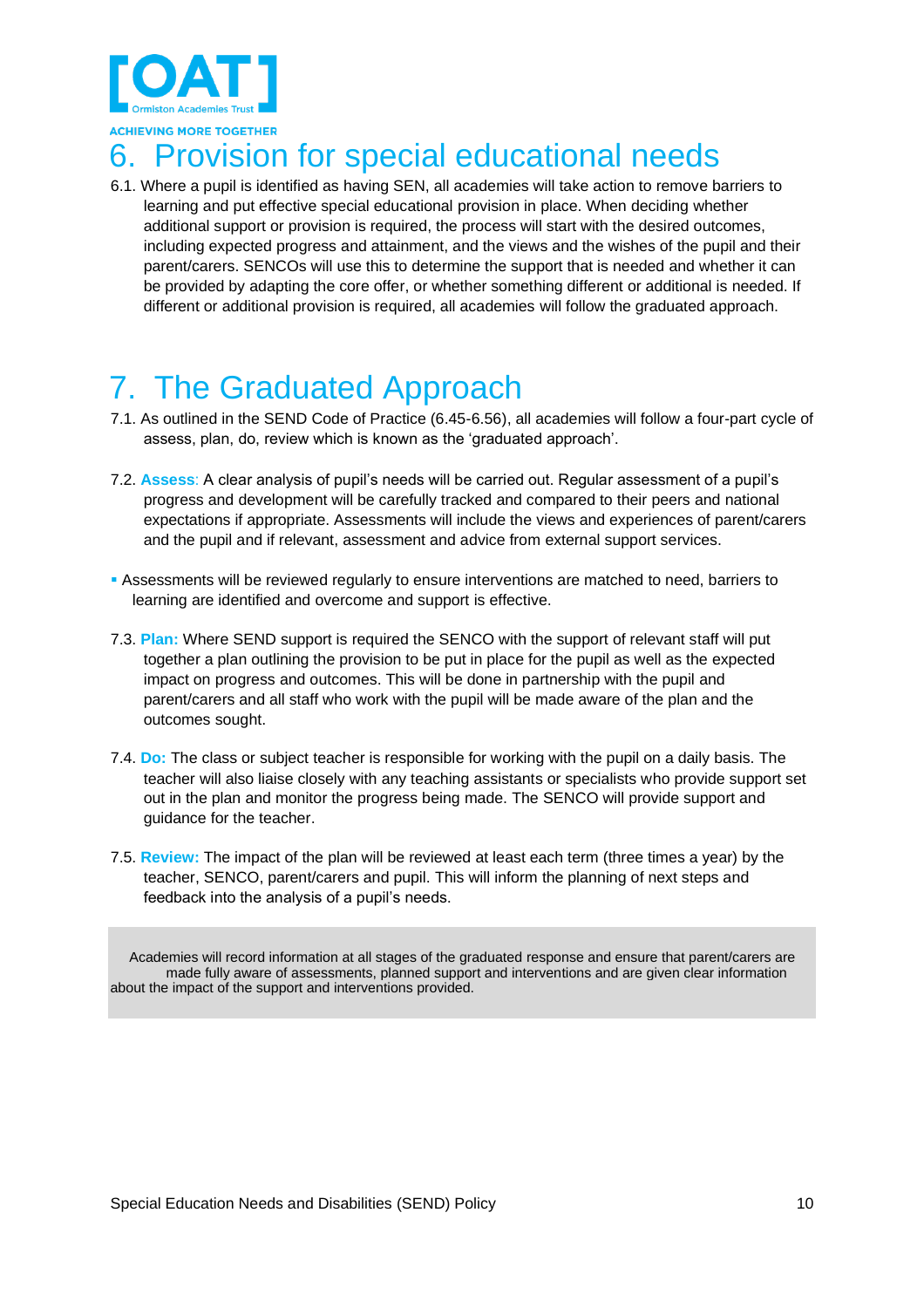# 6. Provision for special educational needs

6.1. Where a pupil is identified as having SEN, all academies will take action to remove barriers to learning and put effective special educational provision in place. When deciding whether additional support or provision is required, the process will start with the desired outcomes, including expected progress and attainment, and the views and the wishes of the pupil and their parent/carers. SENCOs will use this to determine the support that is needed and whether it can be provided by adapting the core offer, or whether something different or additional is needed. If different or additional provision is required, all academies will follow the graduated approach.

# 7. The Graduated Approach

7.1. As outlined in the SEND Code of Practice (6.45-6.56), all academies will follow a four-part cycle of assess, plan, do, review which is known as the 'graduated approach'.

7.2. **Assess**: A clear analysis of pupil's needs will be carried out. Regular assessment of a pupil's progress and development will be carefully tracked and compared to their peers and national expectations if appropriate. Assessments will include the views and experiences of parent/carers and the pupil and if relevant, assessment and advice from external support services.

- Assessments will be reviewed regularly to ensure interventions are matched to need, barriers to learning are identified and overcome and support is effective.

7.3. **Plan:** Where SEND support is required the SENCO with the support of relevant staff will put together a plan outlining the provision to be put in place for the pupil as well as the expected impact on progress and outcomes. This will be done in partnership with the pupil and parent/carers and all staff who work with the pupil will be made aware of the plan and the outcomes sought.

7.4. **Do:** The class or subject teacher is responsible for working with the pupil on a daily basis. The teacher will also liaise closely with any teaching assistants or specialists who provide support set out in the plan and monitor the progress being made. The SENCO will provide support and guidance for the teacher.

7.5. **Review:** The impact of the plan will be reviewed at least each term (three times a year) by the teacher, SENCO, parent/carers and pupil. This will inform the planning of next steps and feedback into the analysis of a pupil's needs.

> Academies will record information at all stages of the graduated response and ensure that parent/carers are made fully aware of assessments, planned support and interventions and are given clear information about the impact of the support and interventions provided.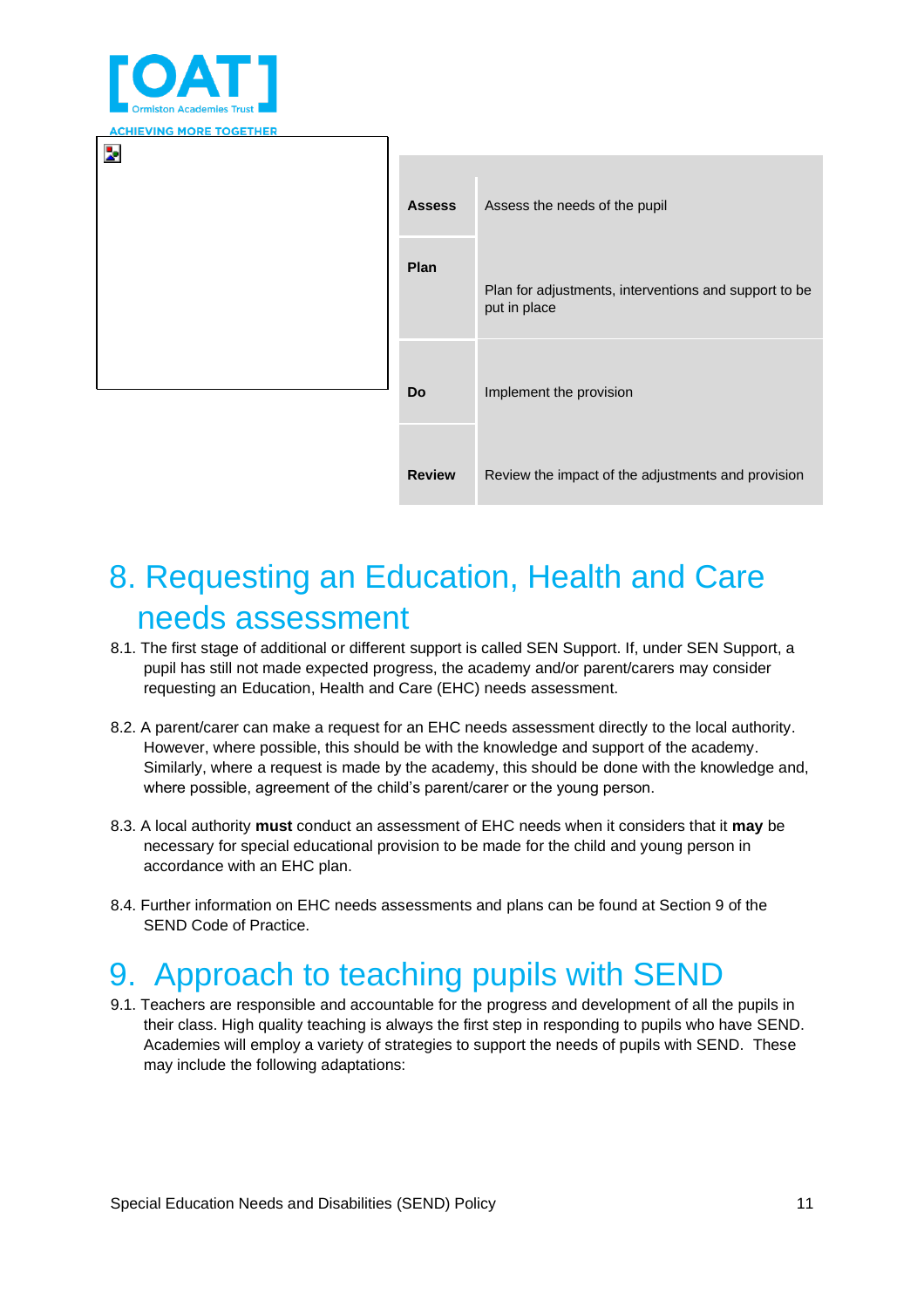| | |
|---|---|
| **Assess** | Assess the needs of the pupil |
| **Plan** | Plan for adjustments, interventions and support to be put in place |
| **Do** | Implement the provision |
| **Review** | Review the impact of the adjustments and provision |

# 8. Requesting an Education, Health and Care needs assessment

8.1. The first stage of additional or different support is called SEN Support. If, under SEN Support, a pupil has still not made expected progress, the academy and/or parent/carers may consider requesting an Education, Health and Care (EHC) needs assessment.

8.2. A parent/carer can make a request for an EHC needs assessment directly to the local authority. However, where possible, this should be with the knowledge and support of the academy. Similarly, where a request is made by the academy, this should be done with the knowledge and, where possible, agreement of the child's parent/carer or the young person.

8.3. A local authority **must** conduct an assessment of EHC needs when it considers that it **may** be necessary for special educational provision to be made for the child and young person in accordance with an EHC plan.

8.4. Further information on EHC needs assessments and plans can be found at Section 9 of the SEND Code of Practice.

# 9. Approach to teaching pupils with SEND

9.1. Teachers are responsible and accountable for the progress and development of all the pupils in their class. High quality teaching is always the first step in responding to pupils who have SEND. Academies will employ a variety of strategies to support the needs of pupils with SEND. These may include the following adaptations: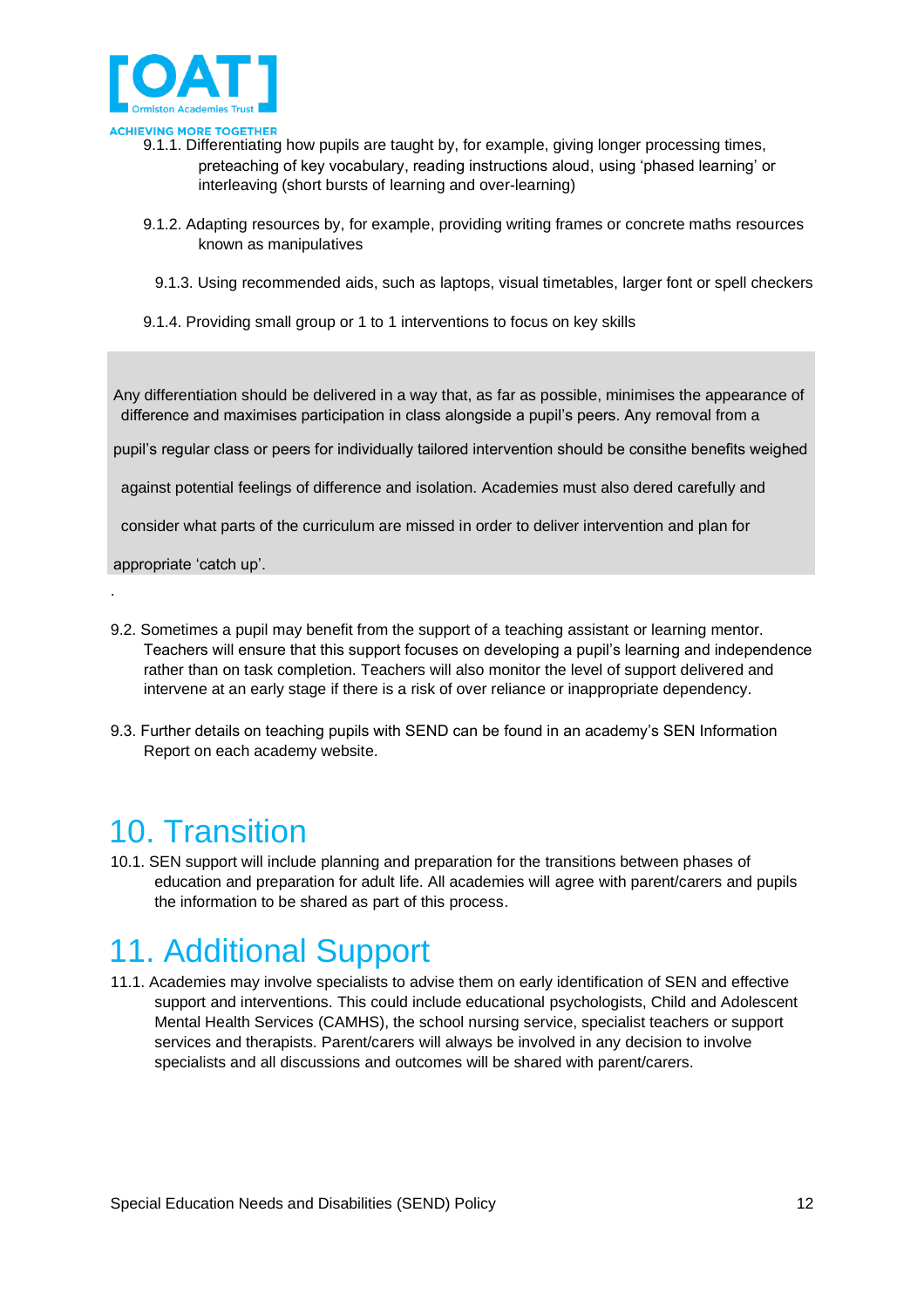9.1.1. Differentiating how pupils are taught by, for example, giving longer processing times, preteaching of key vocabulary, reading instructions aloud, using 'phased learning' or interleaving (short bursts of learning and over-learning)

9.1.2. Adapting resources by, for example, providing writing frames or concrete maths resources known as manipulatives

9.1.3. Using recommended aids, such as laptops, visual timetables, larger font or spell checkers

9.1.4. Providing small group or 1 to 1 interventions to focus on key skills

> Any differentiation should be delivered in a way that, as far as possible, minimises the appearance of difference and maximises participation in class alongside a pupil's peers. Any removal from a pupil's regular class or peers for individually tailored intervention should be consithe benefits weighed against potential feelings of difference and isolation. Academies must also dered carefully and consider what parts of the curriculum are missed in order to deliver intervention and plan for appropriate 'catch up'.

.

9.2. Sometimes a pupil may benefit from the support of a teaching assistant or learning mentor. Teachers will ensure that this support focuses on developing a pupil's learning and independence rather than on task completion. Teachers will also monitor the level of support delivered and intervene at an early stage if there is a risk of over reliance or inappropriate dependency.

9.3. Further details on teaching pupils with SEND can be found in an academy's SEN Information Report on each academy website.

# 10. Transition

10.1. SEN support will include planning and preparation for the transitions between phases of education and preparation for adult life. All academies will agree with parent/carers and pupils the information to be shared as part of this process.

# 11. Additional Support

11.1. Academies may involve specialists to advise them on early identification of SEN and effective support and interventions. This could include educational psychologists, Child and Adolescent Mental Health Services (CAMHS), the school nursing service, specialist teachers or support services and therapists. Parent/carers will always be involved in any decision to involve specialists and all discussions and outcomes will be shared with parent/carers.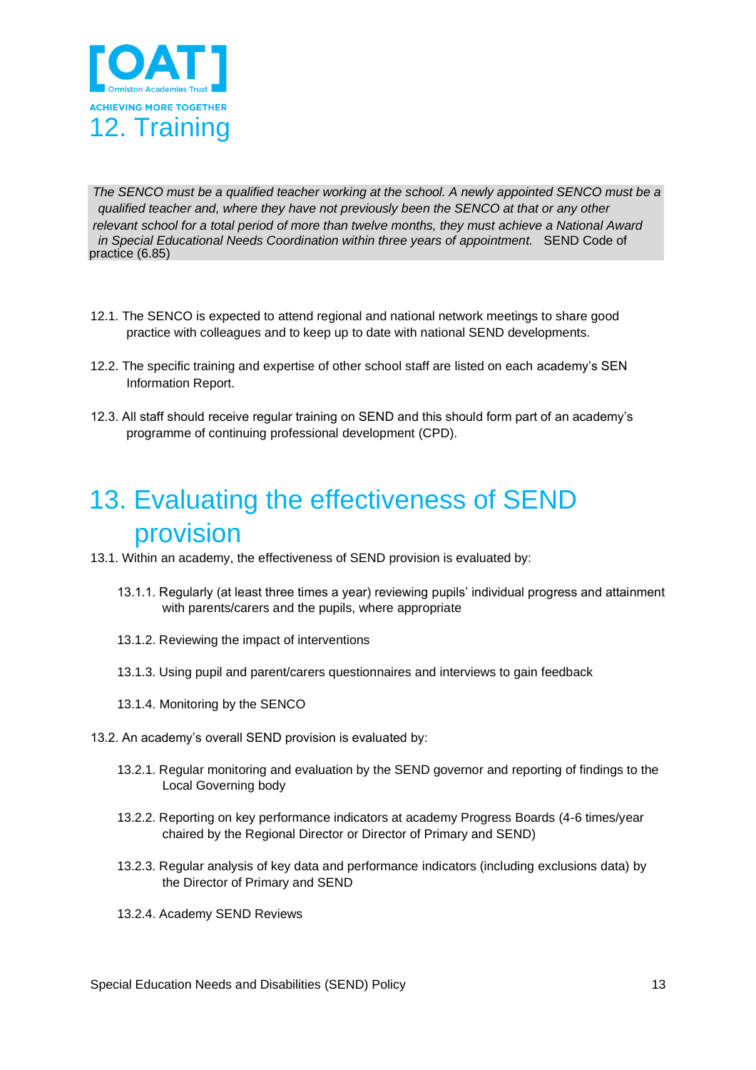# 12. Training

> *The SENCO must be a qualified teacher working at the school. A newly appointed SENCO must be a qualified teacher and, where they have not previously been the SENCO at that or any other relevant school for a total period of more than twelve months, they must achieve a National Award in Special Educational Needs Coordination within three years of appointment.* SEND Code of practice (6.85)

12.1. The SENCO is expected to attend regional and national network meetings to share good practice with colleagues and to keep up to date with national SEND developments.

12.2. The specific training and expertise of other school staff are listed on each academy's SEN Information Report.

12.3. All staff should receive regular training on SEND and this should form part of an academy's programme of continuing professional development (CPD).

# 13. Evaluating the effectiveness of SEND provision

13.1. Within an academy, the effectiveness of SEND provision is evaluated by:

13.1.1. Regularly (at least three times a year) reviewing pupils' individual progress and attainment with parents/carers and the pupils, where appropriate

13.1.2. Reviewing the impact of interventions

13.1.3. Using pupil and parent/carers questionnaires and interviews to gain feedback

13.1.4. Monitoring by the SENCO

13.2. An academy's overall SEND provision is evaluated by:

13.2.1. Regular monitoring and evaluation by the SEND governor and reporting of findings to the Local Governing body

13.2.2. Reporting on key performance indicators at academy Progress Boards (4-6 times/year chaired by the Regional Director or Director of Primary and SEND)

13.2.3. Regular analysis of key data and performance indicators (including exclusions data) by the Director of Primary and SEND

13.2.4. Academy SEND Reviews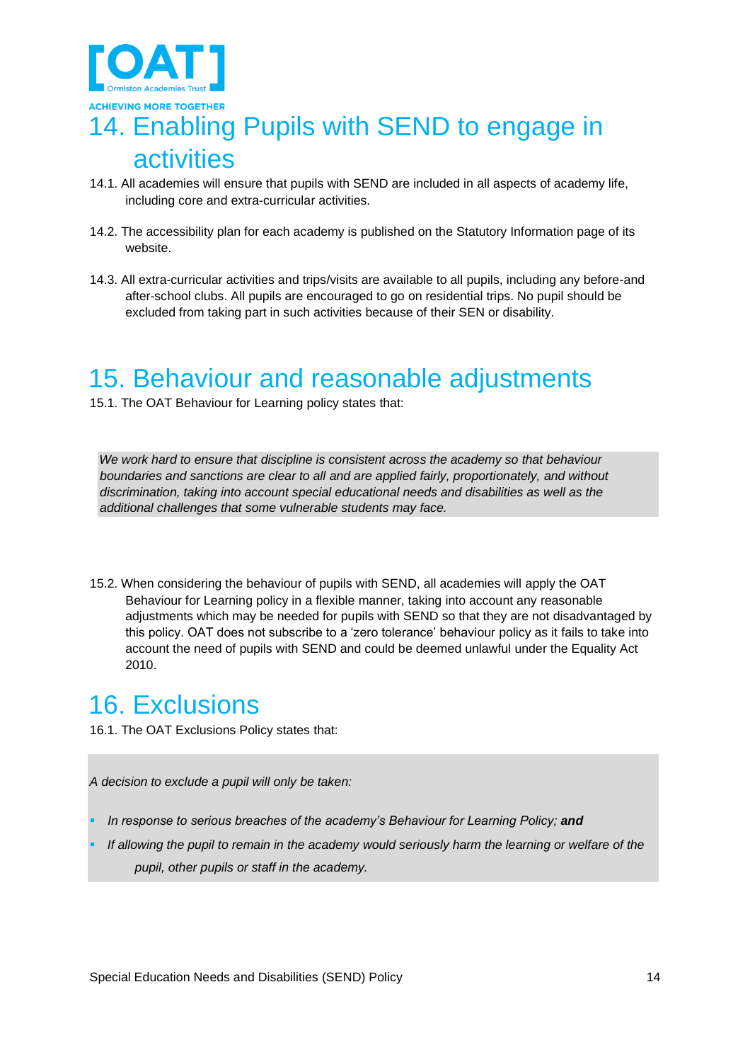# 14. Enabling Pupils with SEND to engage in activities

14.1. All academies will ensure that pupils with SEND are included in all aspects of academy life, including core and extra-curricular activities.

14.2. The accessibility plan for each academy is published on the Statutory Information page of its website.

14.3. All extra-curricular activities and trips/visits are available to all pupils, including any before-and after-school clubs. All pupils are encouraged to go on residential trips. No pupil should be excluded from taking part in such activities because of their SEN or disability.

# 15. Behaviour and reasonable adjustments

15.1. The OAT Behaviour for Learning policy states that:

> *We work hard to ensure that discipline is consistent across the academy so that behaviour boundaries and sanctions are clear to all and are applied fairly, proportionately, and without discrimination, taking into account special educational needs and disabilities as well as the additional challenges that some vulnerable students may face.*

15.2. When considering the behaviour of pupils with SEND, all academies will apply the OAT Behaviour for Learning policy in a flexible manner, taking into account any reasonable adjustments which may be needed for pupils with SEND so that they are not disadvantaged by this policy. OAT does not subscribe to a 'zero tolerance' behaviour policy as it fails to take into account the need of pupils with SEND and could be deemed unlawful under the Equality Act 2010.

# 16. Exclusions

16.1. The OAT Exclusions Policy states that:

> *A decision to exclude a pupil will only be taken:*
>
> - *In response to serious breaches of the academy's Behaviour for Learning Policy;* ***and***
> - *If allowing the pupil to remain in the academy would seriously harm the learning or welfare of the pupil, other pupils or staff in the academy.*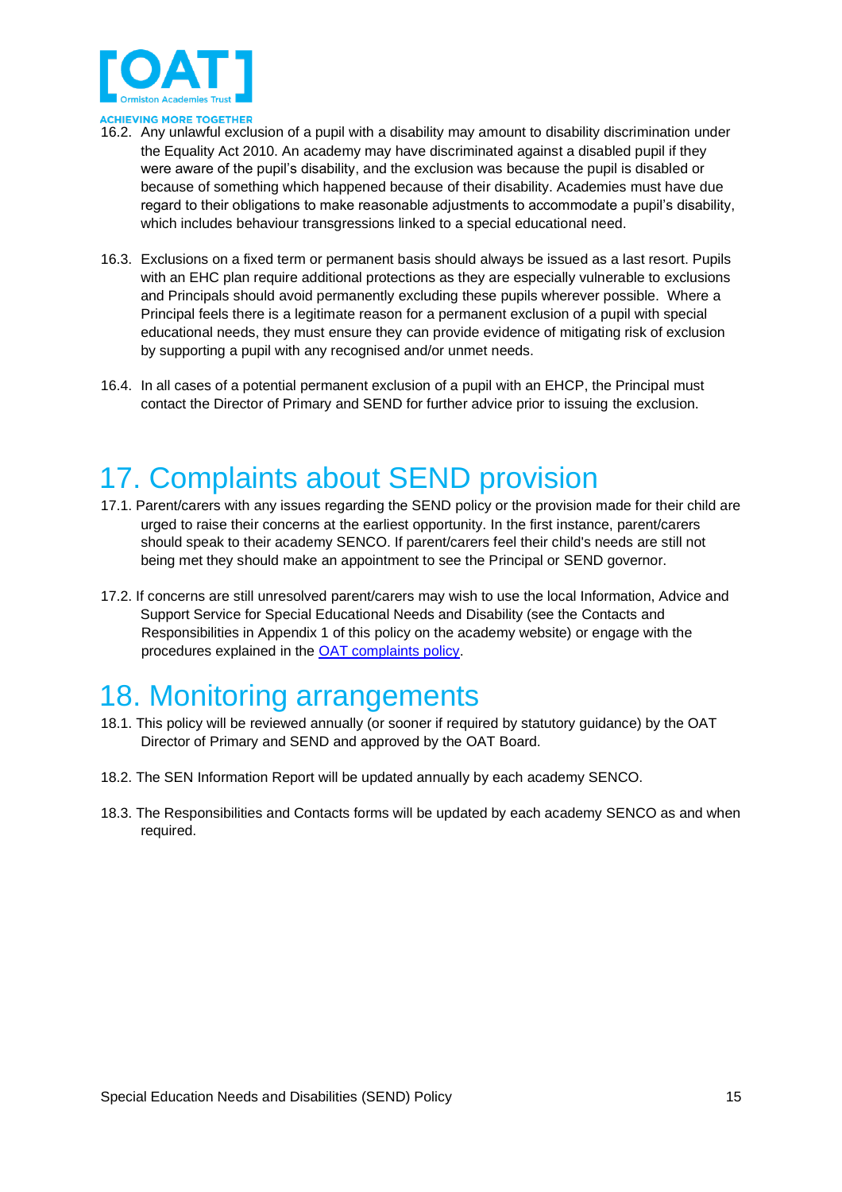16.2. Any unlawful exclusion of a pupil with a disability may amount to disability discrimination under the Equality Act 2010. An academy may have discriminated against a disabled pupil if they were aware of the pupil's disability, and the exclusion was because the pupil is disabled or because of something which happened because of their disability. Academies must have due regard to their obligations to make reasonable adjustments to accommodate a pupil's disability, which includes behaviour transgressions linked to a special educational need.

16.3. Exclusions on a fixed term or permanent basis should always be issued as a last resort. Pupils with an EHC plan require additional protections as they are especially vulnerable to exclusions and Principals should avoid permanently excluding these pupils wherever possible. Where a Principal feels there is a legitimate reason for a permanent exclusion of a pupil with special educational needs, they must ensure they can provide evidence of mitigating risk of exclusion by supporting a pupil with any recognised and/or unmet needs.

16.4. In all cases of a potential permanent exclusion of a pupil with an EHCP, the Principal must contact the Director of Primary and SEND for further advice prior to issuing the exclusion.

# 17. Complaints about SEND provision

17.1. Parent/carers with any issues regarding the SEND policy or the provision made for their child are urged to raise their concerns at the earliest opportunity. In the first instance, parent/carers should speak to their academy SENCO. If parent/carers feel their child's needs are still not being met they should make an appointment to see the Principal or SEND governor.

17.2. If concerns are still unresolved parent/carers may wish to use the local Information, Advice and Support Service for Special Educational Needs and Disability (see the Contacts and Responsibilities in Appendix 1 of this policy on the academy website) or engage with the procedures explained in the OAT complaints policy.

# 18. Monitoring arrangements

18.1. This policy will be reviewed annually (or sooner if required by statutory guidance) by the OAT Director of Primary and SEND and approved by the OAT Board.

18.2. The SEN Information Report will be updated annually by each academy SENCO.

18.3. The Responsibilities and Contacts forms will be updated by each academy SENCO as and when required.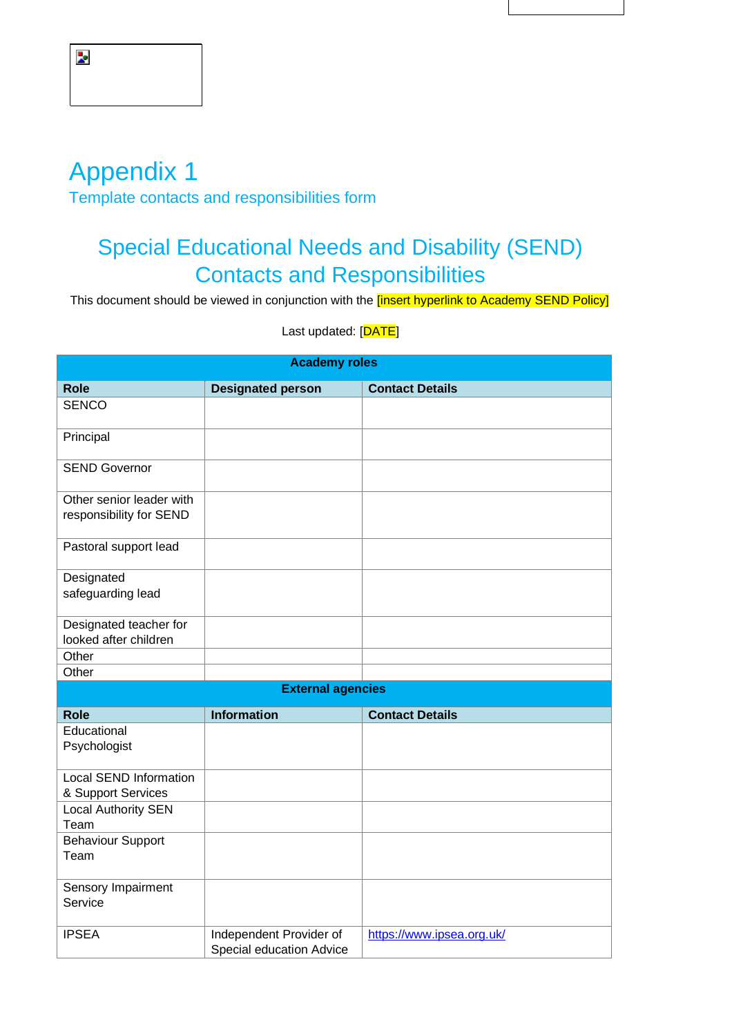# Appendix 1

## Template contacts and responsibilities form

# Special Educational Needs and Disability (SEND) Contacts and Responsibilities

This document should be viewed in conjunction with the [insert hyperlink to Academy SEND Policy]

Last updated: [DATE]

| Academy roles | | |
|---|---|---|
| **Role** | **Designated person** | **Contact Details** |
| SENCO | | |
| Principal | | |
| SEND Governor | | |
| Other senior leader with responsibility for SEND | | |
| Pastoral support lead | | |
| Designated safeguarding lead | | |
| Designated teacher for looked after children | | |
| Other | | |
| Other | | |
| **External agencies** | | |
| **Role** | **Information** | **Contact Details** |
| Educational Psychologist | | |
| Local SEND Information & Support Services | | |
| Local Authority SEN Team | | |
| Behaviour Support Team | | |
| Sensory Impairment Service | | |
| IPSEA | Independent Provider of Special education Advice | https://www.ipsea.org.uk/ |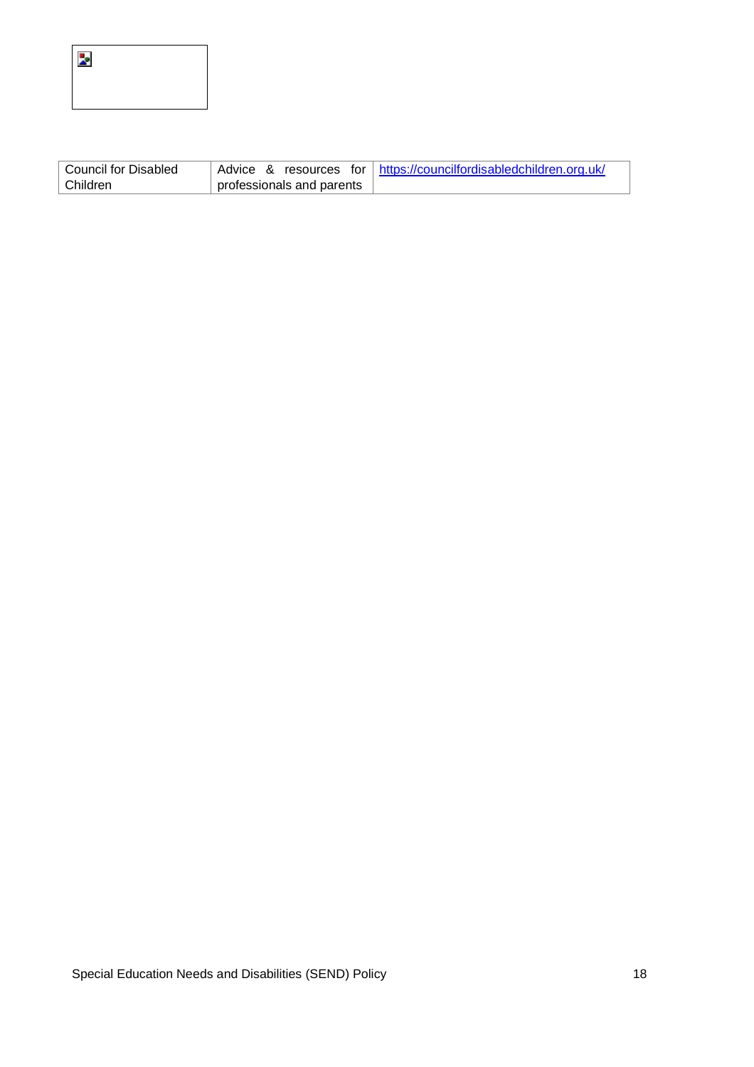| | | |
|---|---|---|
| Council for Disabled Children | Advice & resources for professionals and parents | https://councilfordisabledchildren.org.uk/ |